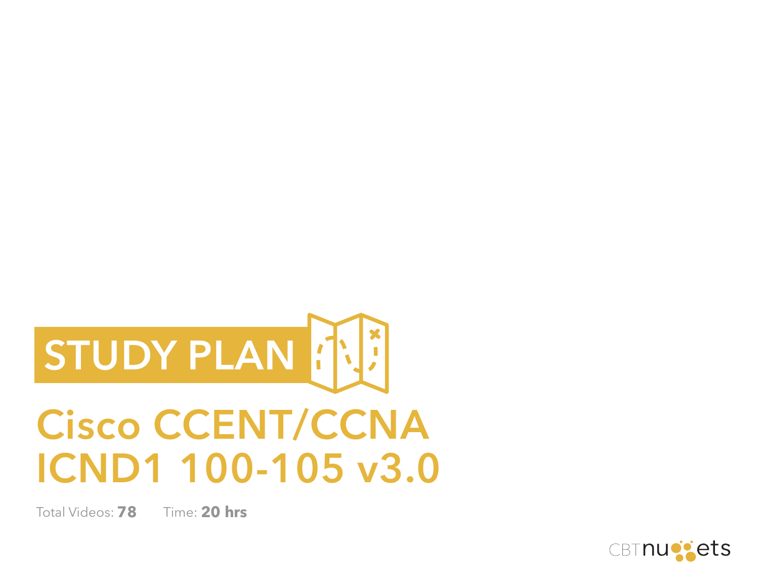# STUDY PLAN

# Cisco CCENT/CCNA ICND1 100-105 v3.0

Total Videos: **78**  Time: **20 hrs**

CBTnuggets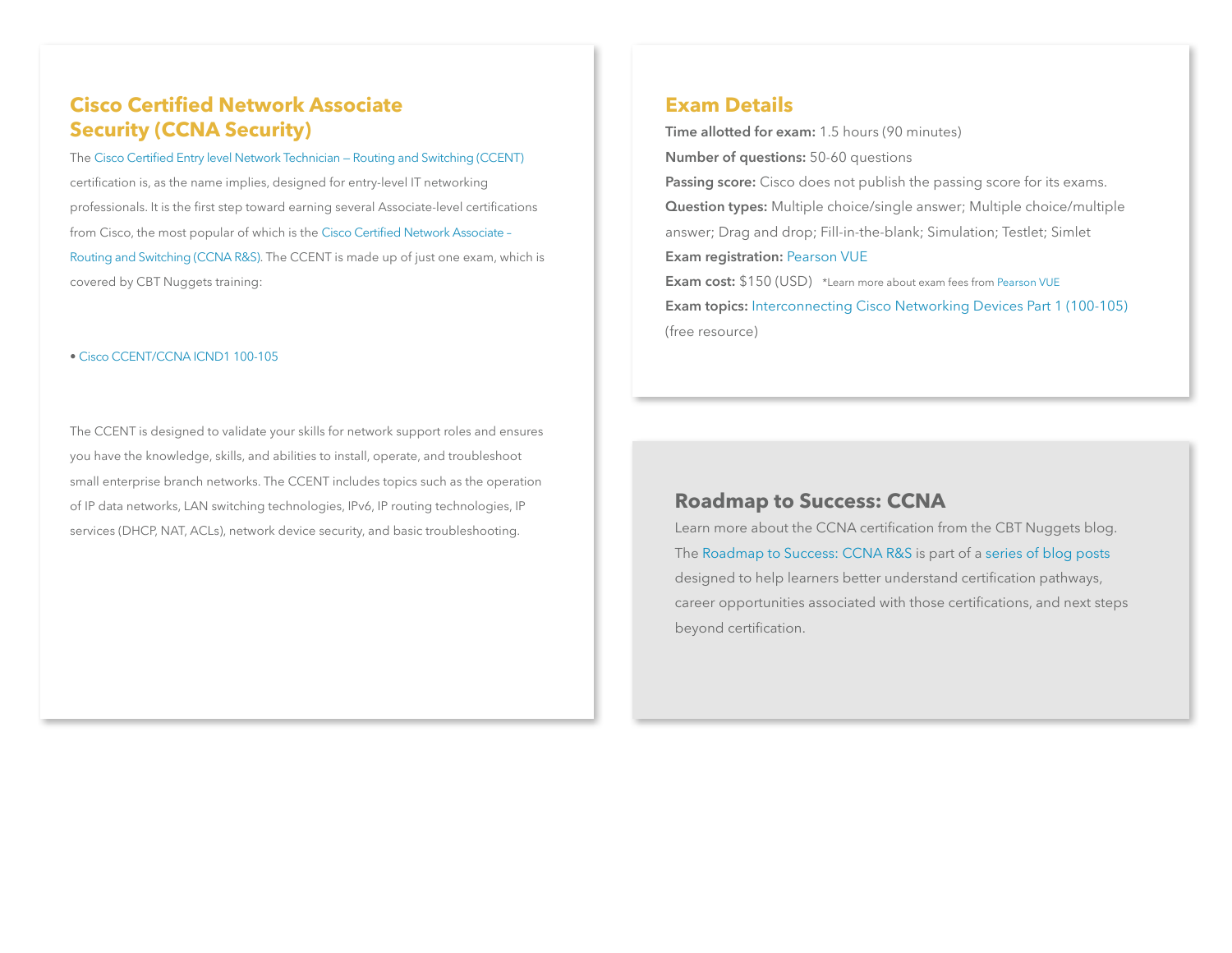## Cisco Certified Network Associate Security (CCNA Security)

The Cisco Certified Entry level Network Technician – Routing and Switching (CCENT) certification is, as the name implies, designed for entry-level IT networking professionals. It is the first step toward earning several Associate-level certifications from Cisco, the most popular of which is the Cisco Certified Network Associate – Routing and Switching (CCNA R&S). The CCENT is made up of just one exam, which is covered by CBT Nuggets training:

- Cisco CCENT/CCNA ICND1 100-105

The CCENT is designed to validate your skills for network support roles and ensures you have the knowledge, skills, and abilities to install, operate, and troubleshoot small enterprise branch networks. The CCENT includes topics such as the operation of IP data networks, LAN switching technologies, IPv6, IP routing technologies, IP services (DHCP, NAT, ACLs), network device security, and basic troubleshooting.

## Exam Details

**Time allotted for exam:** 1.5 hours (90 minutes)

**Number of questions:** 50-60 questions

**Passing score:** Cisco does not publish the passing score for its exams.

**Question types:** Multiple choice/single answer; Multiple choice/multiple answer; Drag and drop; Fill-in-the-blank; Simulation; Testlet; Simlet

**Exam registration:** Pearson VUE

**Exam cost:** $150 (USD) *Learn more about exam fees from Pearson VUE

**Exam topics:** Interconnecting Cisco Networking Devices Part 1 (100-105) (free resource)

## Roadmap to Success: CCNA

Learn more about the CCNA certification from the CBT Nuggets blog. The Roadmap to Success: CCNA R&S is part of a series of blog posts designed to help learners better understand certification pathways, career opportunities associated with those certifications, and next steps beyond certification.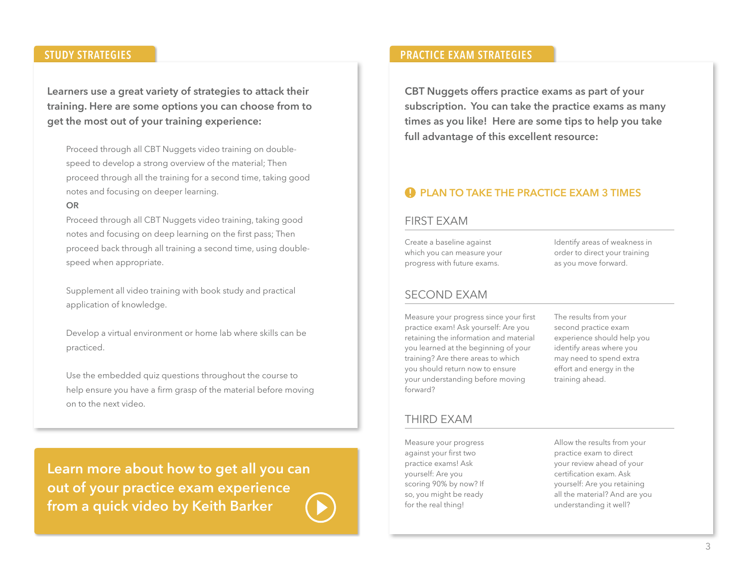## STUDY STRATEGIES

**Learners use a great variety of strategies to attack their training. Here are some options you can choose from to get the most out of your training experience:**

Proceed through all CBT Nuggets video training on double-speed to develop a strong overview of the material; Then proceed through all the training for a second time, taking good notes and focusing on deeper learning.

**OR**

Proceed through all CBT Nuggets video training, taking good notes and focusing on deep learning on the first pass; Then proceed back through all training a second time, using double-speed when appropriate.

Supplement all video training with book study and practical application of knowledge.

Develop a virtual environment or home lab where skills can be practiced.

Use the embedded quiz questions throughout the course to help ensure you have a firm grasp of the material before moving on to the next video.

**Learn more about how to get all you can out of your practice exam experience from a quick video by Keith Barker**

## PRACTICE EXAM STRATEGIES

**CBT Nuggets offers practice exams as part of your subscription. You can take the practice exams as many times as you like! Here are some tips to help you take full advantage of this excellent resource:**

### PLAN TO TAKE THE PRACTICE EXAM 3 TIMES

#### FIRST EXAM

Create a baseline against which you can measure your progress with future exams.

Identify areas of weakness in order to direct your training as you move forward.

#### SECOND EXAM

Measure your progress since your first practice exam! Ask yourself: Are you retaining the information and material you learned at the beginning of your training? Are there areas to which you should return now to ensure your understanding before moving forward?

The results from your second practice exam experience should help you identify areas where you may need to spend extra effort and energy in the training ahead.

#### THIRD EXAM

Measure your progress against your first two practice exams! Ask yourself: Are you scoring 90% by now? If so, you might be ready for the real thing!

Allow the results from your practice exam to direct your review ahead of your certification exam. Ask yourself: Are you retaining all the material? And are you understanding it well?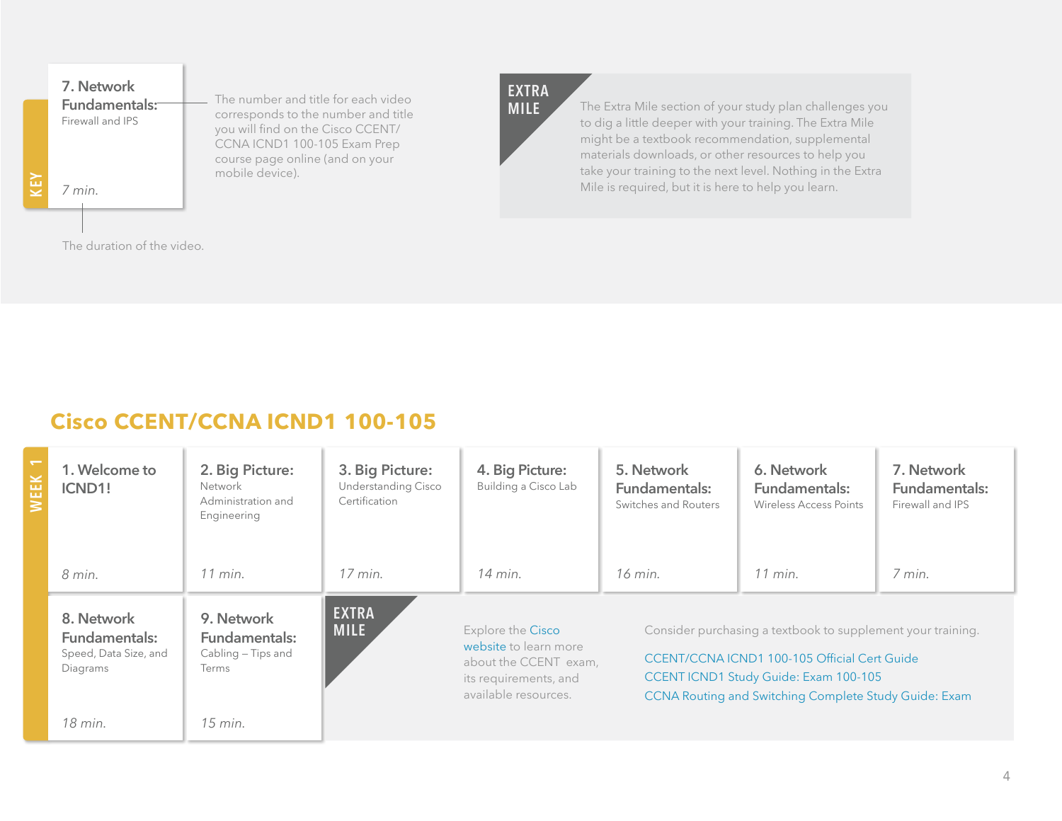## KEY

**7. Network Fundamentals:** Firewall and IPS

*7 min.*

The number and title for each video corresponds to the number and title you will find on the Cisco CCENT/ CCNA ICND1 100-105 Exam Prep course page online (and on your mobile device).

The duration of the video.

**EXTRA MILE**

The Extra Mile section of your study plan challenges you to dig a little deeper with your training. The Extra Mile might be a textbook recommendation, supplemental materials downloads, or other resources to help you take your training to the next level. Nothing in the Extra Mile is required, but it is here to help you learn.

# Cisco CCENT/CCNA ICND1 100-105

## WEEK 1

| Video | Duration |
|---|---|
| **1. Welcome to ICND1!** | *8 min.* |
| **2. Big Picture:** Network Administration and Engineering | *11 min.* |
| **3. Big Picture:** Understanding Cisco Certification | *17 min.* |
| **4. Big Picture:** Building a Cisco Lab | *14 min.* |
| **5. Network Fundamentals:** Switches and Routers | *16 min.* |
| **6. Network Fundamentals:** Wireless Access Points | *11 min.* |
| **7. Network Fundamentals:** Firewall and IPS | *7 min.* |
| **8. Network Fundamentals:** Speed, Data Size, and Diagrams | *18 min.* |
| **9. Network Fundamentals:** Cabling – Tips and Terms | *15 min.* |

**EXTRA MILE**

Explore the Cisco website to learn more about the CCENT exam, its requirements, and available resources.

Consider purchasing a textbook to supplement your training.

- CCENT/CCNA ICND1 100-105 Official Cert Guide
- CCENT ICND1 Study Guide: Exam 100-105
- CCNA Routing and Switching Complete Study Guide: Exam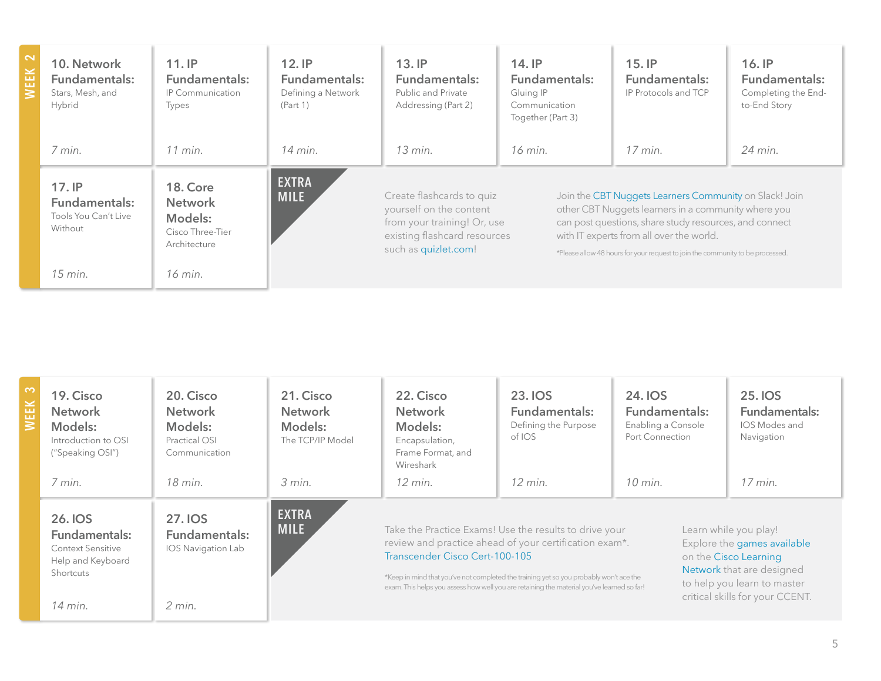## WEEK 2

**10. Network Fundamentals:** Stars, Mesh, and Hybrid
*7 min.*

**11. IP Fundamentals:** IP Communication Types
*11 min.*

**12. IP Fundamentals:** Defining a Network (Part 1)
*14 min.*

**13. IP Fundamentals:** Public and Private Addressing (Part 2)
*13 min.*

**14. IP Fundamentals:** Gluing IP Communication Together (Part 3)
*16 min.*

**15. IP Fundamentals:** IP Protocols and TCP
*17 min.*

**16. IP Fundamentals:** Completing the End-to-End Story
*24 min.*

**17. IP Fundamentals:** Tools You Can't Live Without
*15 min.*

**18. Core Network Models:** Cisco Three-Tier Architecture
*16 min.*

### EXTRA MILE

Create flashcards to quiz yourself on the content from your training! Or, use existing flashcard resources such as quizlet.com!

Join the CBT Nuggets Learners Community on Slack! Join other CBT Nuggets learners in a community where you can post questions, share study resources, and connect with IT experts from all over the world.

*Please allow 48 hours for your request to join the community to be processed.

## WEEK 3

**19. Cisco Network Models:** Introduction to OSI ("Speaking OSI")
*7 min.*

**20. Cisco Network Models:** Practical OSI Communication
*18 min.*

**21. Cisco Network Models:** The TCP/IP Model
*3 min.*

**22. Cisco Network Models:** Encapsulation, Frame Format, and Wireshark
*12 min.*

**23. IOS Fundamentals:** Defining the Purpose of IOS
*12 min.*

**24. IOS Fundamentals:** Enabling a Console Port Connection
*10 min.*

**25. IOS Fundamentals:** IOS Modes and Navigation
*17 min.*

**26. IOS Fundamentals:** Context Sensitive Help and Keyboard Shortcuts
*14 min.*

**27. IOS Fundamentals:** IOS Navigation Lab
*2 min.*

### EXTRA MILE

Take the Practice Exams! Use the results to drive your review and practice ahead of your certification exam*. Transcender Cisco Cert-100-105

*Keep in mind that you've not completed the training yet so you probably won't ace the exam. This helps you assess how well you are retaining the material you've learned so far!

Learn while you play! Explore the games available on the Cisco Learning Network that are designed to help you learn to master critical skills for your CCENT.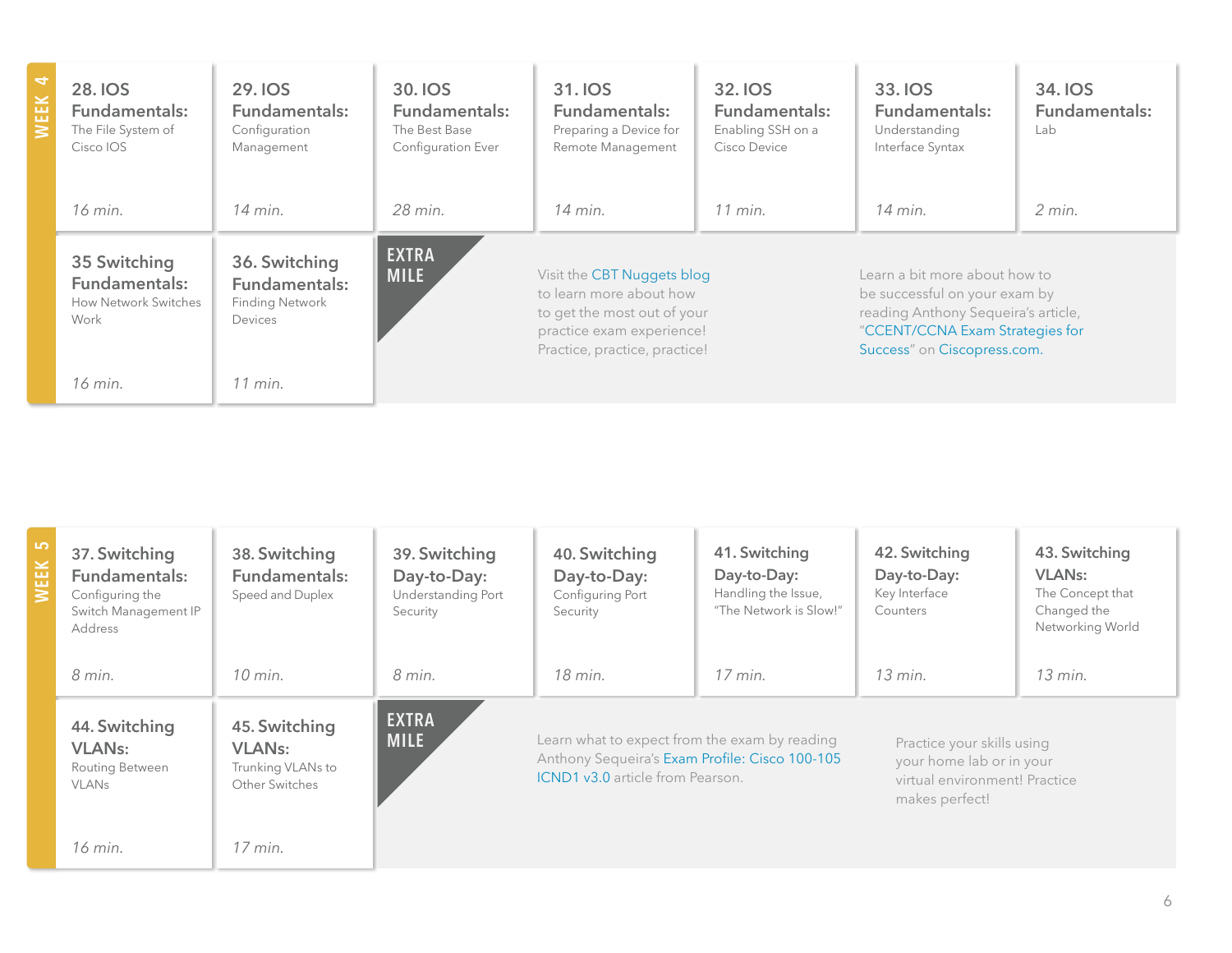## WEEK 4

**28. IOS Fundamentals:** The File System of Cisco IOS
*16 min.*

**29. IOS Fundamentals:** Configuration Management
*14 min.*

**30. IOS Fundamentals:** The Best Base Configuration Ever
*28 min.*

**31. IOS Fundamentals:** Preparing a Device for Remote Management
*14 min.*

**32. IOS Fundamentals:** Enabling SSH on a Cisco Device
*11 min.*

**33. IOS Fundamentals:** Understanding Interface Syntax
*14 min.*

**34. IOS Fundamentals:** Lab
*2 min.*

**35 Switching Fundamentals:** How Network Switches Work
*16 min.*

**36. Switching Fundamentals:** Finding Network Devices
*11 min.*

**EXTRA MILE**

Visit the CBT Nuggets blog to learn more about how to get the most out of your practice exam experience! Practice, practice, practice!

Learn a bit more about how to be successful on your exam by reading Anthony Sequeira's article, "CCENT/CCNA Exam Strategies for Success" on Ciscopress.com.

## WEEK 5

**37. Switching Fundamentals:** Configuring the Switch Management IP Address
*8 min.*

**38. Switching Fundamentals:** Speed and Duplex
*10 min.*

**39. Switching Day-to-Day:** Understanding Port Security
*8 min.*

**40. Switching Day-to-Day:** Configuring Port Security
*18 min.*

**41. Switching Day-to-Day:** Handling the Issue, "The Network is Slow!"
*17 min.*

**42. Switching Day-to-Day:** Key Interface Counters
*13 min.*

**43. Switching VLANs:** The Concept that Changed the Networking World
*13 min.*

**44. Switching VLANs:** Routing Between VLANs
*16 min.*

**45. Switching VLANs:** Trunking VLANs to Other Switches
*17 min.*

**EXTRA MILE**

Learn what to expect from the exam by reading Anthony Sequeira's Exam Profile: Cisco 100-105 ICND1 v3.0 article from Pearson.

Practice your skills using your home lab or in your virtual environment! Practice makes perfect!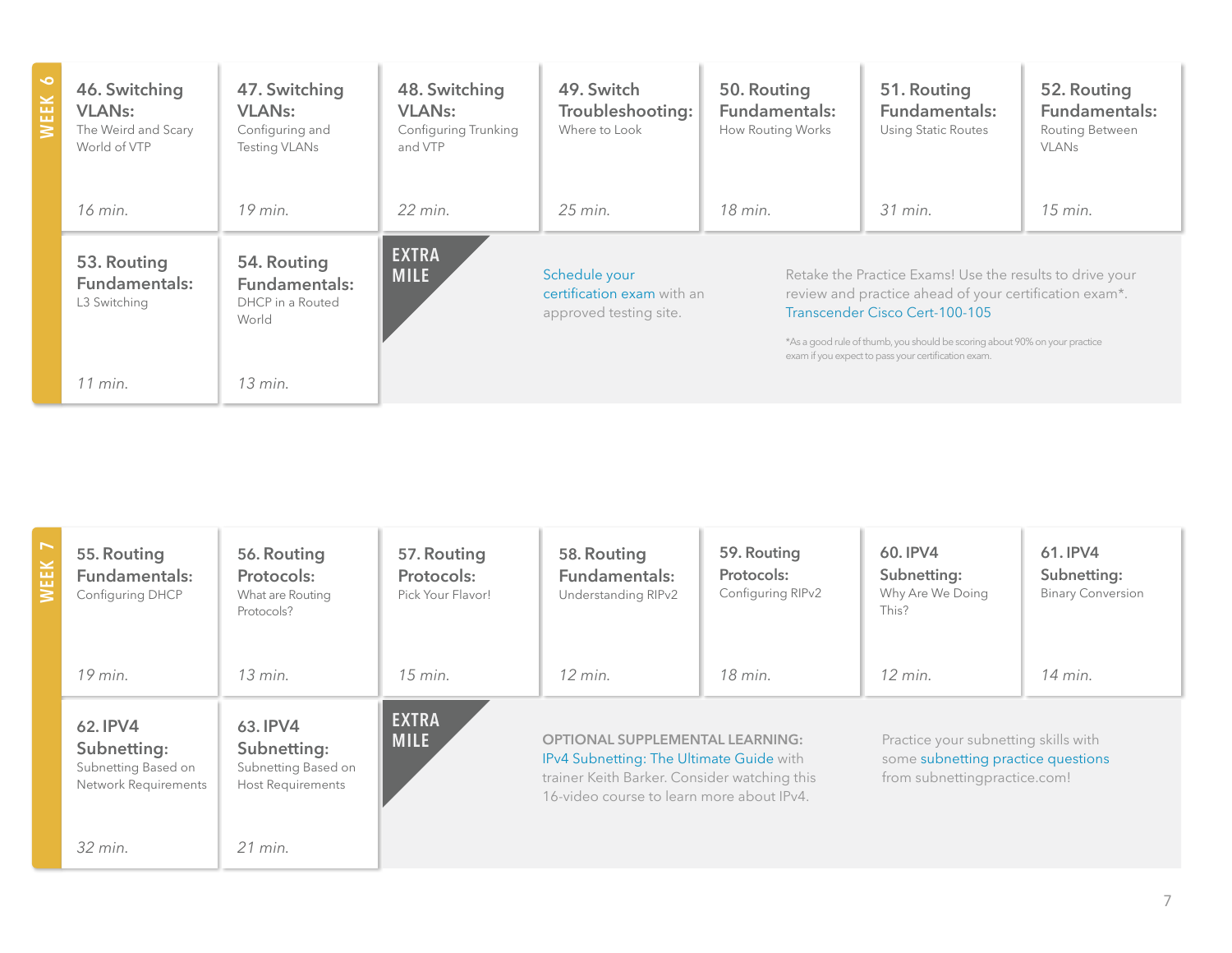## WEEK 6

**46. Switching VLANs:** The Weird and Scary World of VTP
*16 min.*

**47. Switching VLANs:** Configuring and Testing VLANs
*19 min.*

**48. Switching VLANs:** Configuring Trunking and VTP
*22 min.*

**49. Switch Troubleshooting:** Where to Look
*25 min.*

**50. Routing Fundamentals:** How Routing Works
*18 min.*

**51. Routing Fundamentals:** Using Static Routes
*31 min.*

**52. Routing Fundamentals:** Routing Between VLANs
*15 min.*

**53. Routing Fundamentals:** L3 Switching
*11 min.*

**54. Routing Fundamentals:** DHCP in a Routed World
*13 min.*

### EXTRA MILE

Schedule your certification exam with an approved testing site.

Retake the Practice Exams! Use the results to drive your review and practice ahead of your certification exam*. Transcender Cisco Cert-100-105

*As a good rule of thumb, you should be scoring about 90% on your practice exam if you expect to pass your certification exam.

## WEEK 7

**55. Routing Fundamentals:** Configuring DHCP
*19 min.*

**56. Routing Protocols:** What are Routing Protocols?
*13 min.*

**57. Routing Protocols:** Pick Your Flavor!
*15 min.*

**58. Routing Fundamentals:** Understanding RIPv2
*12 min.*

**59. Routing Protocols:** Configuring RIPv2
*18 min.*

**60. IPV4 Subnetting:** Why Are We Doing This?
*12 min.*

**61. IPV4 Subnetting:** Binary Conversion
*14 min.*

**62. IPV4 Subnetting:** Subnetting Based on Network Requirements
*32 min.*

**63. IPV4 Subnetting:** Subnetting Based on Host Requirements
*21 min.*

### EXTRA MILE

OPTIONAL SUPPLEMENTAL LEARNING: IPv4 Subnetting: The Ultimate Guide with trainer Keith Barker. Consider watching this 16-video course to learn more about IPv4.

Practice your subnetting skills with some subnetting practice questions from subnettingpractice.com!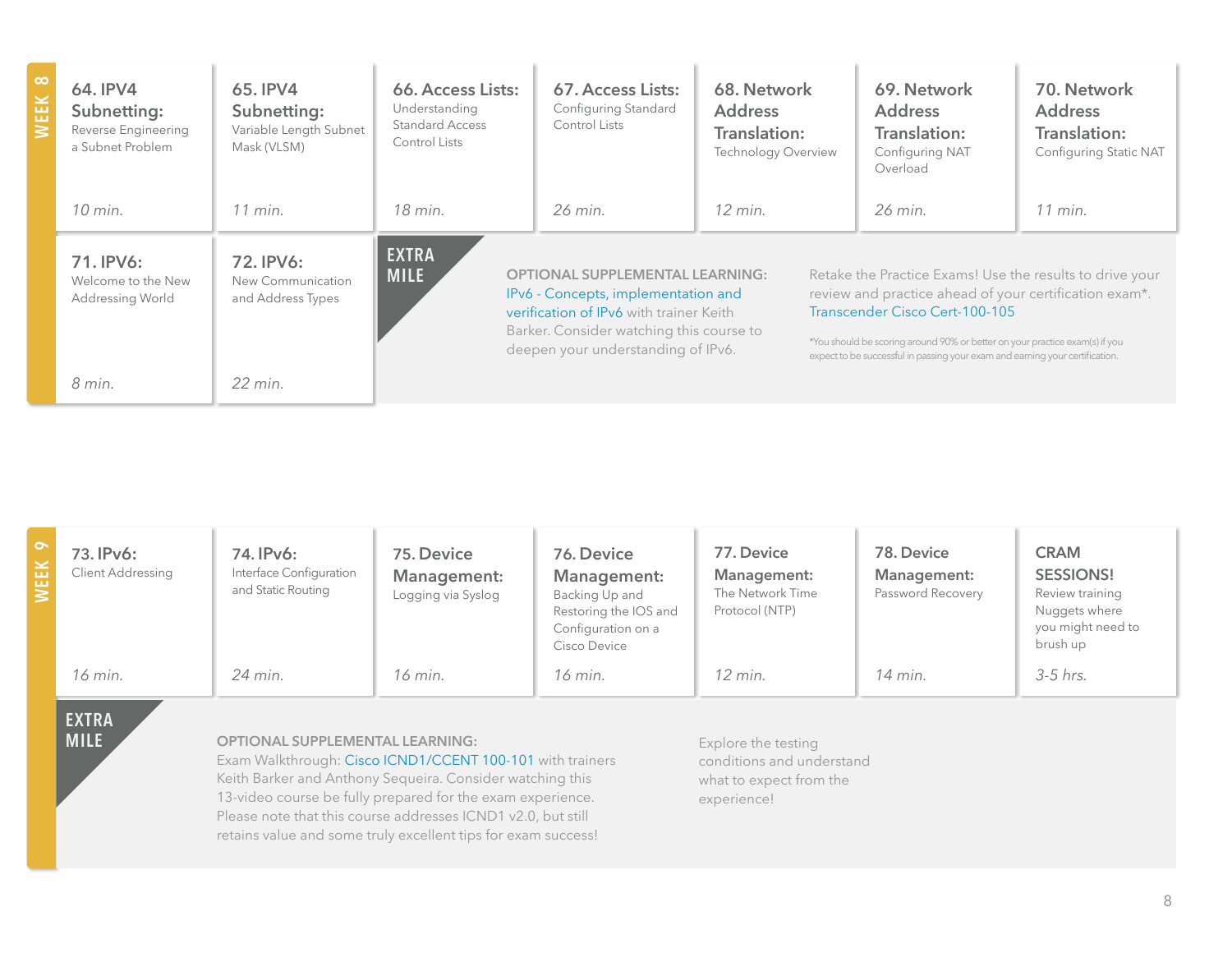## WEEK 8

| Lesson | Topic | Duration |
| --- | --- | --- |
| **64. IPV4 Subnetting:** | Reverse Engineering a Subnet Problem | *10 min.* |
| **65. IPV4 Subnetting:** | Variable Length Subnet Mask (VLSM) | *11 min.* |
| **66. Access Lists:** | Understanding Standard Access Control Lists | *18 min.* |
| **67. Access Lists:** | Configuring Standard Control Lists | *26 min.* |
| **68. Network Address Translation:** | Technology Overview | *12 min.* |
| **69. Network Address Translation:** | Configuring NAT Overload | *26 min.* |
| **70. Network Address Translation:** | Configuring Static NAT | *11 min.* |
| **71. IPV6:** | Welcome to the New Addressing World | *8 min.* |
| **72. IPV6:** | New Communication and Address Types | *22 min.* |

**EXTRA MILE**

**OPTIONAL SUPPLEMENTAL LEARNING:** IPv6 - Concepts, implementation and verification of IPv6 with trainer Keith Barker. Consider watching this course to deepen your understanding of IPv6.

Retake the Practice Exams! Use the results to drive your review and practice ahead of your certification exam*. Transcender Cisco Cert-100-105

*You should be scoring around 90% or better on your practice exam(s) if you expect to be successful in passing your exam and earning your certification.

## WEEK 9

| Lesson | Topic | Duration |
| --- | --- | --- |
| **73. IPv6:** | Client Addressing | *16 min.* |
| **74. IPv6:** | Interface Configuration and Static Routing | *24 min.* |
| **75. Device Management:** | Logging via Syslog | *16 min.* |
| **76. Device Management:** | Backing Up and Restoring the IOS and Configuration on a Cisco Device | *16 min.* |
| **77. Device Management:** | The Network Time Protocol (NTP) | *12 min.* |
| **78. Device Management:** | Password Recovery | *14 min.* |
| **CRAM SESSIONS!** | Review training Nuggets where you might need to brush up | *3-5 hrs.* |

**EXTRA MILE**

**OPTIONAL SUPPLEMENTAL LEARNING:** Exam Walkthrough: Cisco ICND1/CCENT 100-101 with trainers Keith Barker and Anthony Sequeira. Consider watching this 13-video course be fully prepared for the exam experience. Please note that this course addresses ICND1 v2.0, but still retains value and some truly excellent tips for exam success!

Explore the testing conditions and understand what to expect from the experience!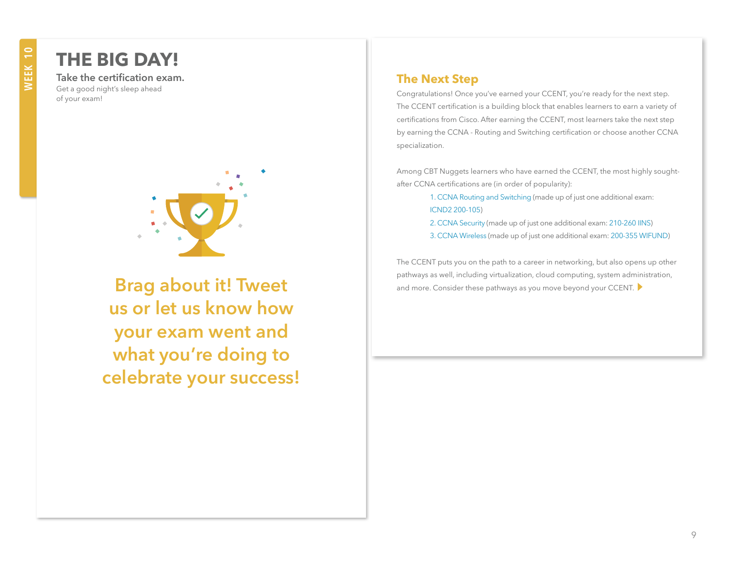WEEK 10

# THE BIG DAY!

**Take the certification exam.**

Get a good night's sleep ahead of your exam!

## Brag about it! Tweet us or let us know how your exam went and what you're doing to celebrate your success!

## The Next Step

Congratulations! Once you've earned your CCENT, you're ready for the next step. The CCENT certification is a building block that enables learners to earn a variety of certifications from Cisco. After earning the CCENT, most learners take the next step by earning the CCNA - Routing and Switching certification or choose another CCNA specialization.

Among CBT Nuggets learners who have earned the CCENT, the most highly sought-after CCNA certifications are (in order of popularity):

1. CCNA Routing and Switching (made up of just one additional exam: ICND2 200-105)
2. CCNA Security (made up of just one additional exam: 210-260 IINS)
3. CCNA Wireless (made up of just one additional exam: 200-355 WIFUND)

The CCENT puts you on the path to a career in networking, but also opens up other pathways as well, including virtualization, cloud computing, system administration, and more. Consider these pathways as you move beyond your CCENT.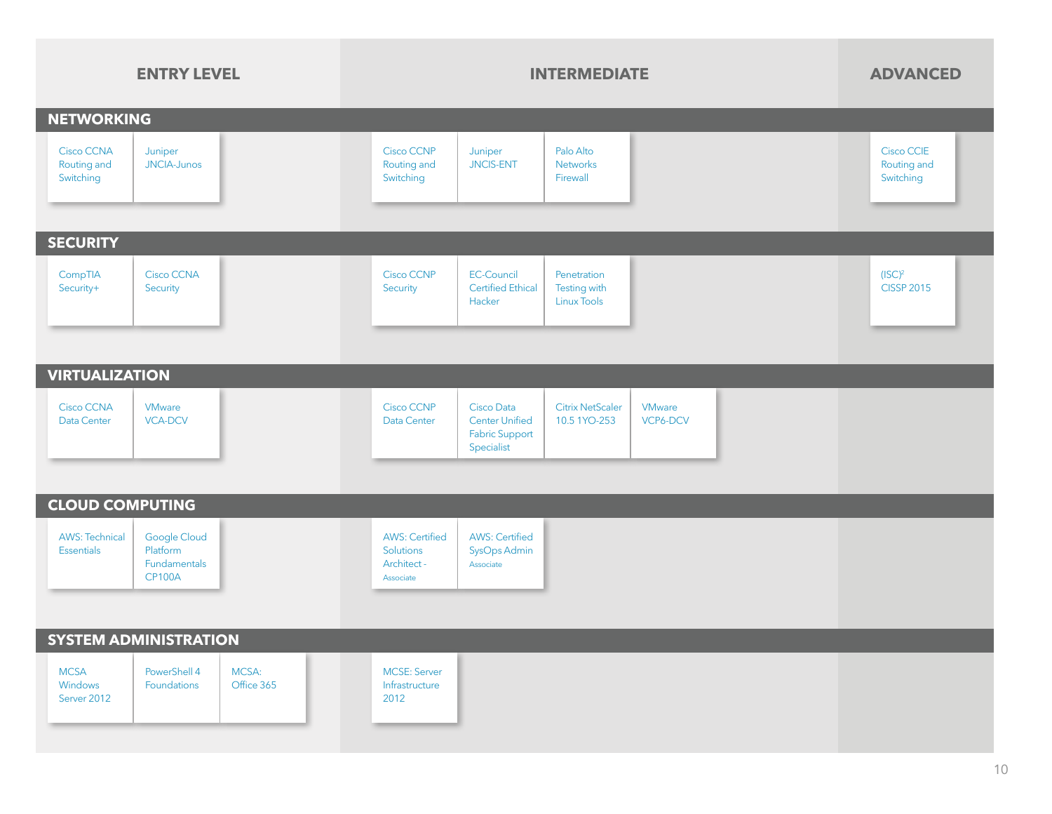| | ENTRY LEVEL | INTERMEDIATE | ADVANCED |
|---|---|---|---|
| **NETWORKING** | Cisco CCNA Routing and Switching; Juniper JNCIA-Junos | Cisco CCNP Routing and Switching; Juniper JNCIS-ENT; Palo Alto Networks Firewall | Cisco CCIE Routing and Switching |
| **SECURITY** | CompTIA Security+; Cisco CCNA Security | Cisco CCNP Security; EC-Council Certified Ethical Hacker; Penetration Testing with Linux Tools | (ISC)² CISSP 2015 |
| **VIRTUALIZATION** | Cisco CCNA Data Center; VMware VCA-DCV | Cisco CCNP Data Center; Cisco Data Center Unified Fabric Support Specialist; Citrix NetScaler 10.5 1YO-253; VMware VCP6-DCV | |
| **CLOUD COMPUTING** | AWS: Technical Essentials; Google Cloud Platform Fundamentals CP100A | AWS: Certified Solutions Architect - Associate; AWS: Certified SysOps Admin Associate | |
| **SYSTEM ADMINISTRATION** | MCSA Windows Server 2012; PowerShell 4 Foundations; MCSA: Office 365 | MCSE: Server Infrastructure 2012 | |